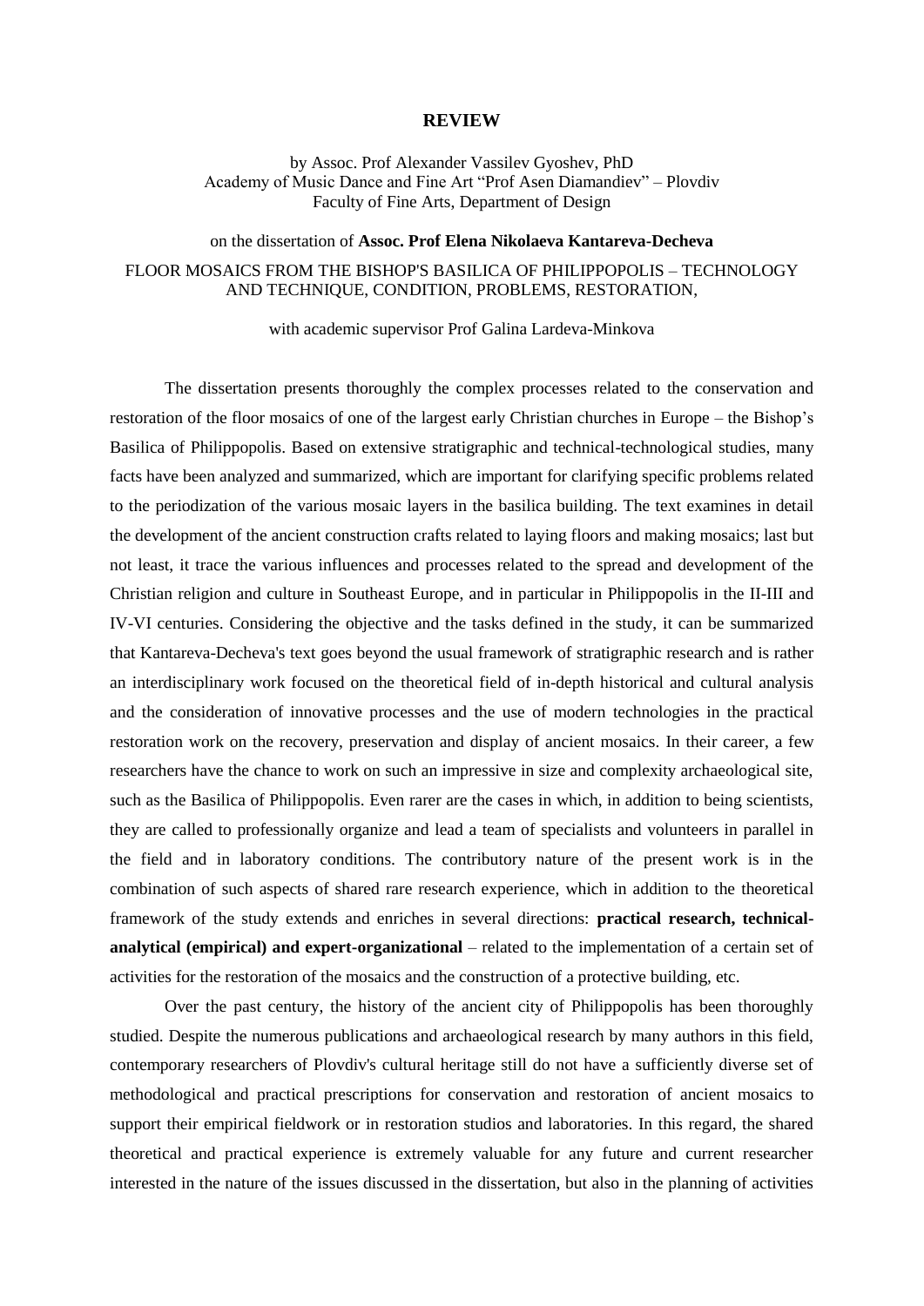# REVIEW

by Assoc. Prof Alexander Vassilev Gyoshev, PhD
Academy of Music Dance and Fine Art "Prof Asen Diamandiev" – Plovdiv
Faculty of Fine Arts, Department of Design

on the dissertation of **Assoc. Prof Elena Nikolaeva Kantareva-Decheva**

FLOOR MOSAICS FROM THE BISHOP'S BASILICA OF PHILIPPOPOLIS – TECHNOLOGY AND TECHNIQUE, CONDITION, PROBLEMS, RESTORATION,

with academic supervisor Prof Galina Lardeva-Minkova

The dissertation presents thoroughly the complex processes related to the conservation and restoration of the floor mosaics of one of the largest early Christian churches in Europe – the Bishop's Basilica of Philippopolis. Based on extensive stratigraphic and technical-technological studies, many facts have been analyzed and summarized, which are important for clarifying specific problems related to the periodization of the various mosaic layers in the basilica building. The text examines in detail the development of the ancient construction crafts related to laying floors and making mosaics; last but not least, it trace the various influences and processes related to the spread and development of the Christian religion and culture in Southeast Europe, and in particular in Philippopolis in the II-III and IV-VI centuries. Considering the objective and the tasks defined in the study, it can be summarized that Kantareva-Decheva's text goes beyond the usual framework of stratigraphic research and is rather an interdisciplinary work focused on the theoretical field of in-depth historical and cultural analysis and the consideration of innovative processes and the use of modern technologies in the practical restoration work on the recovery, preservation and display of ancient mosaics. In their career, a few researchers have the chance to work on such an impressive in size and complexity archaeological site, such as the Basilica of Philippopolis. Even rarer are the cases in which, in addition to being scientists, they are called to professionally organize and lead a team of specialists and volunteers in parallel in the field and in laboratory conditions. The contributory nature of the present work is in the combination of such aspects of shared rare research experience, which in addition to the theoretical framework of the study extends and enriches in several directions: **practical research, technical-analytical (empirical) and expert-organizational** – related to the implementation of a certain set of activities for the restoration of the mosaics and the construction of a protective building, etc.

Over the past century, the history of the ancient city of Philippopolis has been thoroughly studied. Despite the numerous publications and archaeological research by many authors in this field, contemporary researchers of Plovdiv's cultural heritage still do not have a sufficiently diverse set of methodological and practical prescriptions for conservation and restoration of ancient mosaics to support their empirical fieldwork or in restoration studios and laboratories. In this regard, the shared theoretical and practical experience is extremely valuable for any future and current researcher interested in the nature of the issues discussed in the dissertation, but also in the planning of activities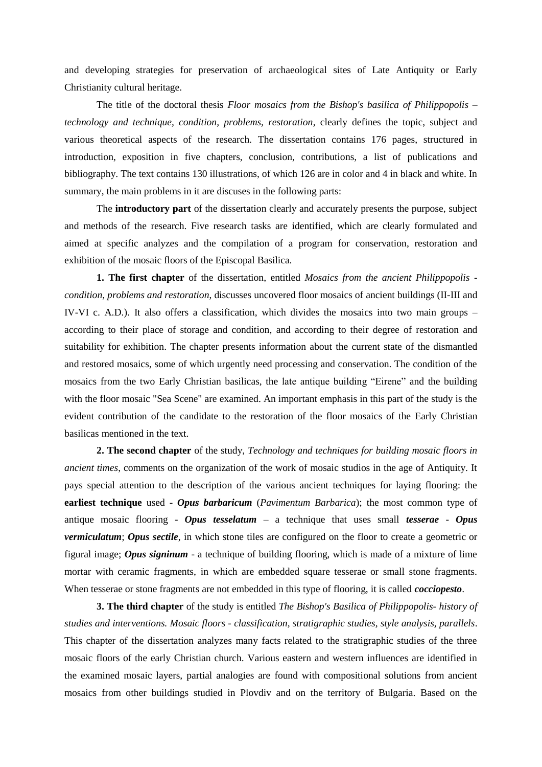and developing strategies for preservation of archaeological sites of Late Antiquity or Early Christianity cultural heritage.

The title of the doctoral thesis *Floor mosaics from the Bishop's basilica of Philippopolis – technology and technique, condition, problems, restoration*, clearly defines the topic, subject and various theoretical aspects of the research. The dissertation contains 176 pages, structured in introduction, exposition in five chapters, conclusion, contributions, a list of publications and bibliography. The text contains 130 illustrations, of which 126 are in color and 4 in black and white. In summary, the main problems in it are discuses in the following parts:

The **introductory part** of the dissertation clearly and accurately presents the purpose, subject and methods of the research. Five research tasks are identified, which are clearly formulated and aimed at specific analyzes and the compilation of a program for conservation, restoration and exhibition of the mosaic floors of the Episcopal Basilica.

**1. The first chapter** of the dissertation, entitled *Mosaics from the ancient Philippopolis - condition, problems and restoration*, discusses uncovered floor mosaics of ancient buildings (II-III and IV-VI c. A.D.). It also offers a classification, which divides the mosaics into two main groups – according to their place of storage and condition, and according to their degree of restoration and suitability for exhibition. The chapter presents information about the current state of the dismantled and restored mosaics, some of which urgently need processing and conservation. The condition of the mosaics from the two Early Christian basilicas, the late antique building "Eirene" and the building with the floor mosaic "Sea Scene" are examined. An important emphasis in this part of the study is the evident contribution of the candidate to the restoration of the floor mosaics of the Early Christian basilicas mentioned in the text.

**2. The second chapter** of the study, *Technology and techniques for building mosaic floors in ancient times*, comments on the organization of the work of mosaic studios in the age of Antiquity. It pays special attention to the description of the various ancient techniques for laying flooring: the **earliest technique** used - ***Opus barbaricum*** (*Pavimentum Barbarica*); the most common type of antique mosaic flooring - ***Opus tesselatum*** – a technique that uses small ***tesserae*** - ***Opus vermiculatum***; ***Opus sectile***, in which stone tiles are configured on the floor to create a geometric or figural image; ***Opus signinum*** - a technique of building flooring, which is made of a mixture of lime mortar with ceramic fragments, in which are embedded square tesserae or small stone fragments. When tesserae or stone fragments are not embedded in this type of flooring, it is called ***cocciopesto***.

**3. The third chapter** of the study is entitled *The Bishop's Basilica of Philippopolis- history of studies and interventions. Mosaic floors - classification, stratigraphic studies, style analysis, parallels*. This chapter of the dissertation analyzes many facts related to the stratigraphic studies of the three mosaic floors of the early Christian church. Various eastern and western influences are identified in the examined mosaic layers, partial analogies are found with compositional solutions from ancient mosaics from other buildings studied in Plovdiv and on the territory of Bulgaria. Based on the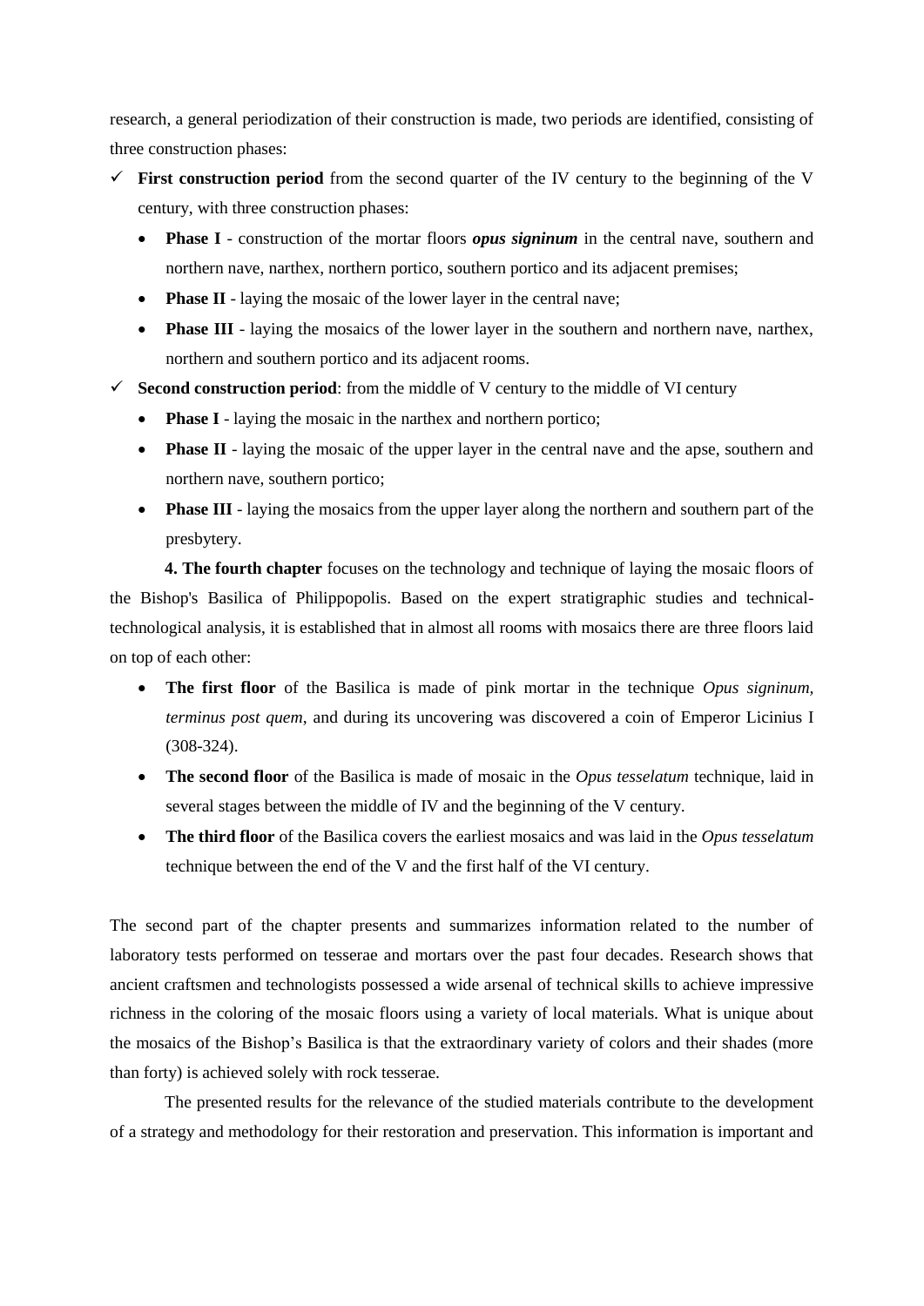research, a general periodization of their construction is made, two periods are identified, consisting of three construction phases:

- ✓ **First construction period** from the second quarter of the IV century to the beginning of the V century, with three construction phases:
  - **Phase I** - construction of the mortar floors ***opus signinum*** in the central nave, southern and northern nave, narthex, northern portico, southern portico and its adjacent premises;
  - **Phase II** - laying the mosaic of the lower layer in the central nave;
  - **Phase III** - laying the mosaics of the lower layer in the southern and northern nave, narthex, northern and southern portico and its adjacent rooms.
- ✓ **Second construction period**: from the middle of V century to the middle of VI century
  - **Phase I** - laying the mosaic in the narthex and northern portico;
  - **Phase II** - laying the mosaic of the upper layer in the central nave and the apse, southern and northern nave, southern portico;
  - **Phase III** - laying the mosaics from the upper layer along the northern and southern part of the presbytery.

**4. The fourth chapter** focuses on the technology and technique of laying the mosaic floors of the Bishop's Basilica of Philippopolis. Based on the expert stratigraphic studies and technical-technological analysis, it is established that in almost all rooms with mosaics there are three floors laid on top of each other:

- **The first floor** of the Basilica is made of pink mortar in the technique *Opus signinum, terminus post quem*, and during its uncovering was discovered a coin of Emperor Licinius I (308-324).
- **The second floor** of the Basilica is made of mosaic in the *Opus tesselatum* technique, laid in several stages between the middle of IV and the beginning of the V century.
- **The third floor** of the Basilica covers the earliest mosaics and was laid in the *Opus tesselatum* technique between the end of the V and the first half of the VI century.

The second part of the chapter presents and summarizes information related to the number of laboratory tests performed on tesserae and mortars over the past four decades. Research shows that ancient craftsmen and technologists possessed a wide arsenal of technical skills to achieve impressive richness in the coloring of the mosaic floors using a variety of local materials. What is unique about the mosaics of the Bishop's Basilica is that the extraordinary variety of colors and their shades (more than forty) is achieved solely with rock tesserae.

The presented results for the relevance of the studied materials contribute to the development of a strategy and methodology for their restoration and preservation. This information is important and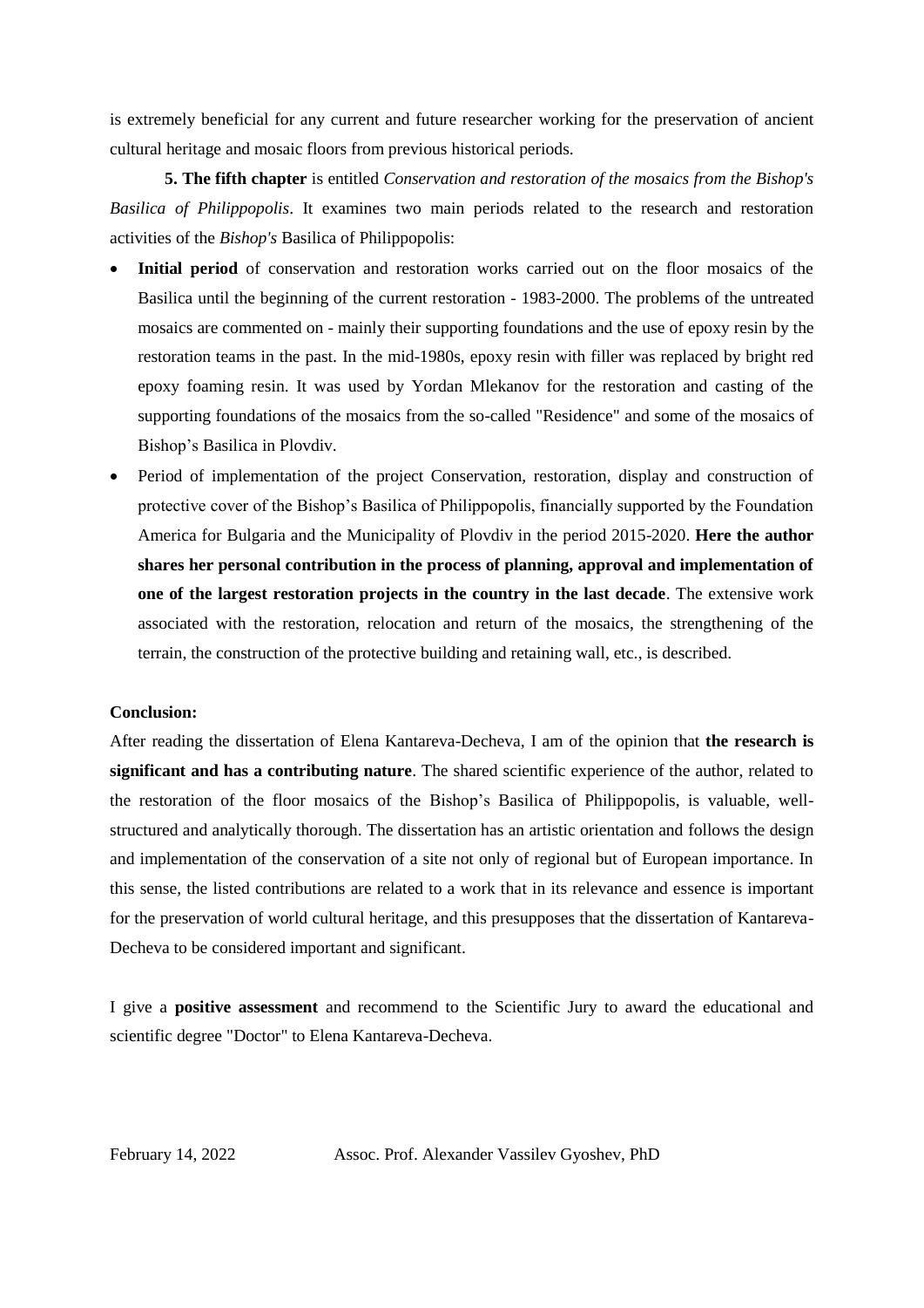is extremely beneficial for any current and future researcher working for the preservation of ancient cultural heritage and mosaic floors from previous historical periods.

**5. The fifth chapter** is entitled *Conservation and restoration of the mosaics from the Bishop's Basilica of Philippopolis*. It examines two main periods related to the research and restoration activities of the *Bishop's* Basilica of Philippopolis:

- **Initial period** of conservation and restoration works carried out on the floor mosaics of the Basilica until the beginning of the current restoration - 1983-2000. The problems of the untreated mosaics are commented on - mainly their supporting foundations and the use of epoxy resin by the restoration teams in the past. In the mid-1980s, epoxy resin with filler was replaced by bright red epoxy foaming resin. It was used by Yordan Mlekanov for the restoration and casting of the supporting foundations of the mosaics from the so-called "Residence" and some of the mosaics of Bishop's Basilica in Plovdiv.
- Period of implementation of the project Conservation, restoration, display and construction of protective cover of the Bishop's Basilica of Philippopolis, financially supported by the Foundation America for Bulgaria and the Municipality of Plovdiv in the period 2015-2020. **Here the author shares her personal contribution in the process of planning, approval and implementation of one of the largest restoration projects in the country in the last decade**. The extensive work associated with the restoration, relocation and return of the mosaics, the strengthening of the terrain, the construction of the protective building and retaining wall, etc., is described.

**Conclusion:**

After reading the dissertation of Elena Kantareva-Decheva, I am of the opinion that **the research is significant and has a contributing nature**. The shared scientific experience of the author, related to the restoration of the floor mosaics of the Bishop's Basilica of Philippopolis, is valuable, well-structured and analytically thorough. The dissertation has an artistic orientation and follows the design and implementation of the conservation of a site not only of regional but of European importance. In this sense, the listed contributions are related to a work that in its relevance and essence is important for the preservation of world cultural heritage, and this presupposes that the dissertation of Kantareva-Decheva to be considered important and significant.

I give a **positive assessment** and recommend to the Scientific Jury to award the educational and scientific degree "Doctor" to Elena Kantareva-Decheva.

February 14, 2022 Assoc. Prof. Alexander Vassilev Gyoshev, PhD